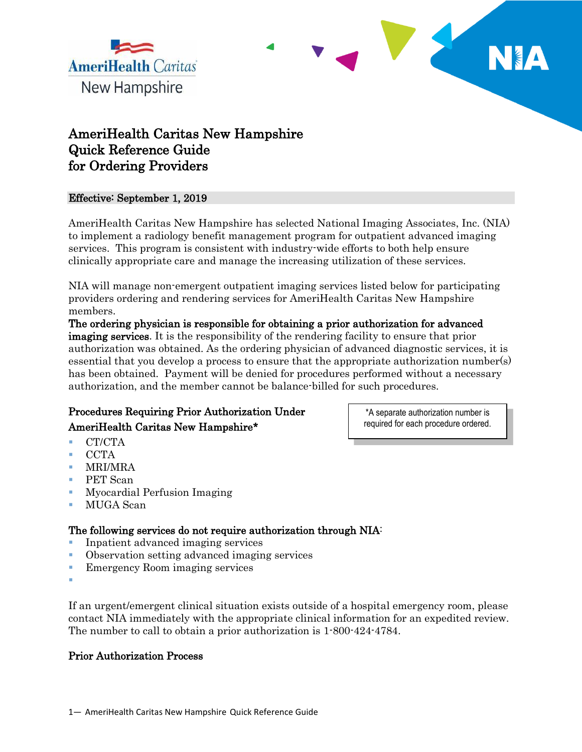# AmeriHealth Caritas New Hampshire Quick Reference Guide for Ordering Providers

**Effective: September 1, 2019**

AmeriHealth Caritas New Hampshire has selected National Imaging Associates, Inc. (NIA) to implement a radiology benefit management program for outpatient advanced imaging services. This program is consistent with industry-wide efforts to both help ensure clinically appropriate care and manage the increasing utilization of these services.

NIA will manage non-emergent outpatient imaging services listed below for participating providers ordering and rendering services for AmeriHealth Caritas New Hampshire members.

**The ordering physician is responsible for obtaining a prior authorization for advanced imaging services**. It is the responsibility of the rendering facility to ensure that prior authorization was obtained. As the ordering physician of advanced diagnostic services, it is essential that you develop a process to ensure that the appropriate authorization number(s) has been obtained. Payment will be denied for procedures performed without a necessary authorization, and the member cannot be balance-billed for such procedures.

### Procedures Requiring Prior Authorization Under AmeriHealth Caritas New Hampshire*

*A separate authorization number is required for each procedure ordered.

- CT/CTA
- CCTA
- MRI/MRA
- PET Scan
- Myocardial Perfusion Imaging
- MUGA Scan

### The following services do not require authorization through NIA:

- Inpatient advanced imaging services
- Observation setting advanced imaging services
- Emergency Room imaging services

If an urgent/emergent clinical situation exists outside of a hospital emergency room, please contact NIA immediately with the appropriate clinical information for an expedited review. The number to call to obtain a prior authorization is 1-800-424-4784.

### Prior Authorization Process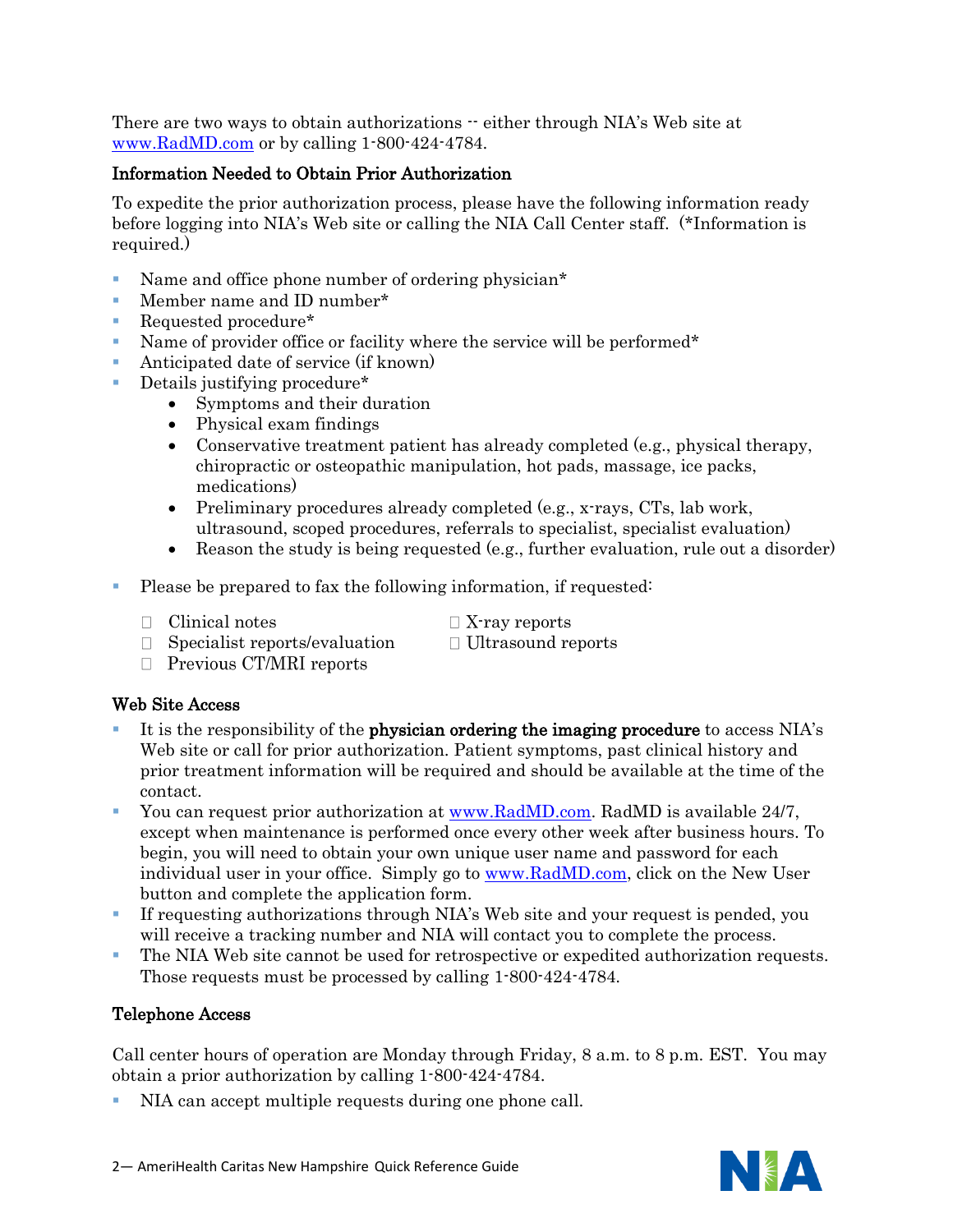There are two ways to obtain authorizations -- either through NIA's Web site at [www.RadMD.com](http://www.RadMD.com) or by calling 1-800-424-4784.

### Information Needed to Obtain Prior Authorization

To expedite the prior authorization process, please have the following information ready before logging into NIA's Web site or calling the NIA Call Center staff. (*Information is required.)

- Name and office phone number of ordering physician*
- Member name and ID number*
- Requested procedure*
- Name of provider office or facility where the service will be performed*
- Anticipated date of service (if known)
- Details justifying procedure*
  - Symptoms and their duration
  - Physical exam findings
  - Conservative treatment patient has already completed (e.g., physical therapy, chiropractic or osteopathic manipulation, hot pads, massage, ice packs, medications)
  - Preliminary procedures already completed (e.g., x-rays, CTs, lab work, ultrasound, scoped procedures, referrals to specialist, specialist evaluation)
  - Reason the study is being requested (e.g., further evaluation, rule out a disorder)
- Please be prepared to fax the following information, if requested:
  - Clinical notes
  - Specialist reports/evaluation
  - Previous CT/MRI reports
  - X-ray reports
  - Ultrasound reports

### Web Site Access

- It is the responsibility of the **physician ordering the imaging procedure** to access NIA's Web site or call for prior authorization. Patient symptoms, past clinical history and prior treatment information will be required and should be available at the time of the contact.
- You can request prior authorization at [www.RadMD.com](http://www.RadMD.com). RadMD is available 24/7, except when maintenance is performed once every other week after business hours. To begin, you will need to obtain your own unique user name and password for each individual user in your office. Simply go to [www.RadMD.com](http://www.RadMD.com), click on the New User button and complete the application form.
- If requesting authorizations through NIA's Web site and your request is pended, you will receive a tracking number and NIA will contact you to complete the process.
- The NIA Web site cannot be used for retrospective or expedited authorization requests. Those requests must be processed by calling 1-800-424-4784.

### Telephone Access

Call center hours of operation are Monday through Friday, 8 a.m. to 8 p.m. EST. You may obtain a prior authorization by calling 1-800-424-4784.

- NIA can accept multiple requests during one phone call.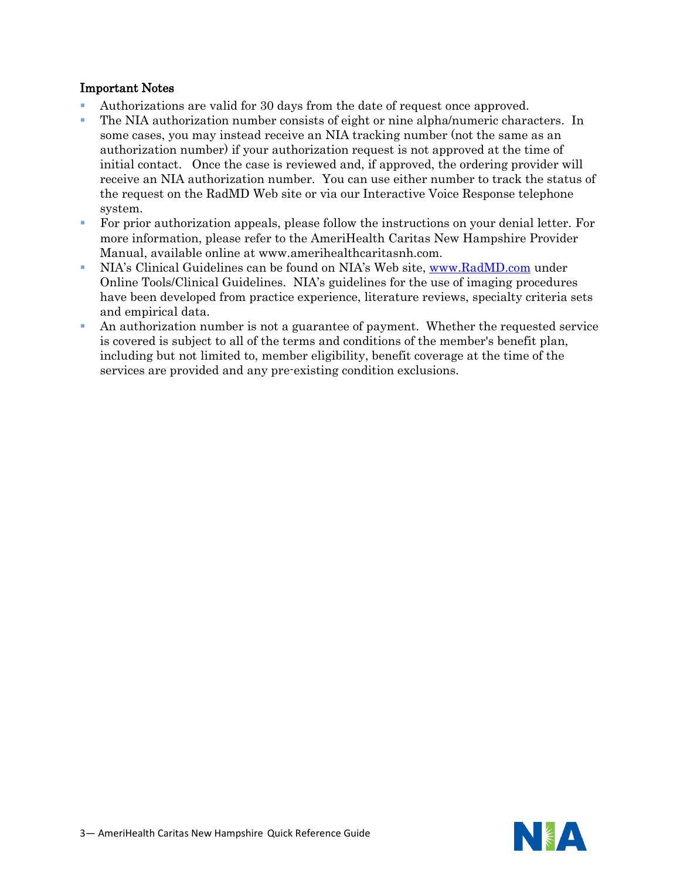### Important Notes

- Authorizations are valid for 30 days from the date of request once approved.
- The NIA authorization number consists of eight or nine alpha/numeric characters. In some cases, you may instead receive an NIA tracking number (not the same as an authorization number) if your authorization request is not approved at the time of initial contact. Once the case is reviewed and, if approved, the ordering provider will receive an NIA authorization number. You can use either number to track the status of the request on the RadMD Web site or via our Interactive Voice Response telephone system.
- For prior authorization appeals, please follow the instructions on your denial letter. For more information, please refer to the AmeriHealth Caritas New Hampshire Provider Manual, available online at www.amerihealthcaritasnh.com.
- NIA's Clinical Guidelines can be found on NIA's Web site, [www.RadMD.com](http://www.RadMD.com) under Online Tools/Clinical Guidelines. NIA's guidelines for the use of imaging procedures have been developed from practice experience, literature reviews, specialty criteria sets and empirical data.
- An authorization number is not a guarantee of payment. Whether the requested service is covered is subject to all of the terms and conditions of the member's benefit plan, including but not limited to, member eligibility, benefit coverage at the time of the services are provided and any pre-existing condition exclusions.